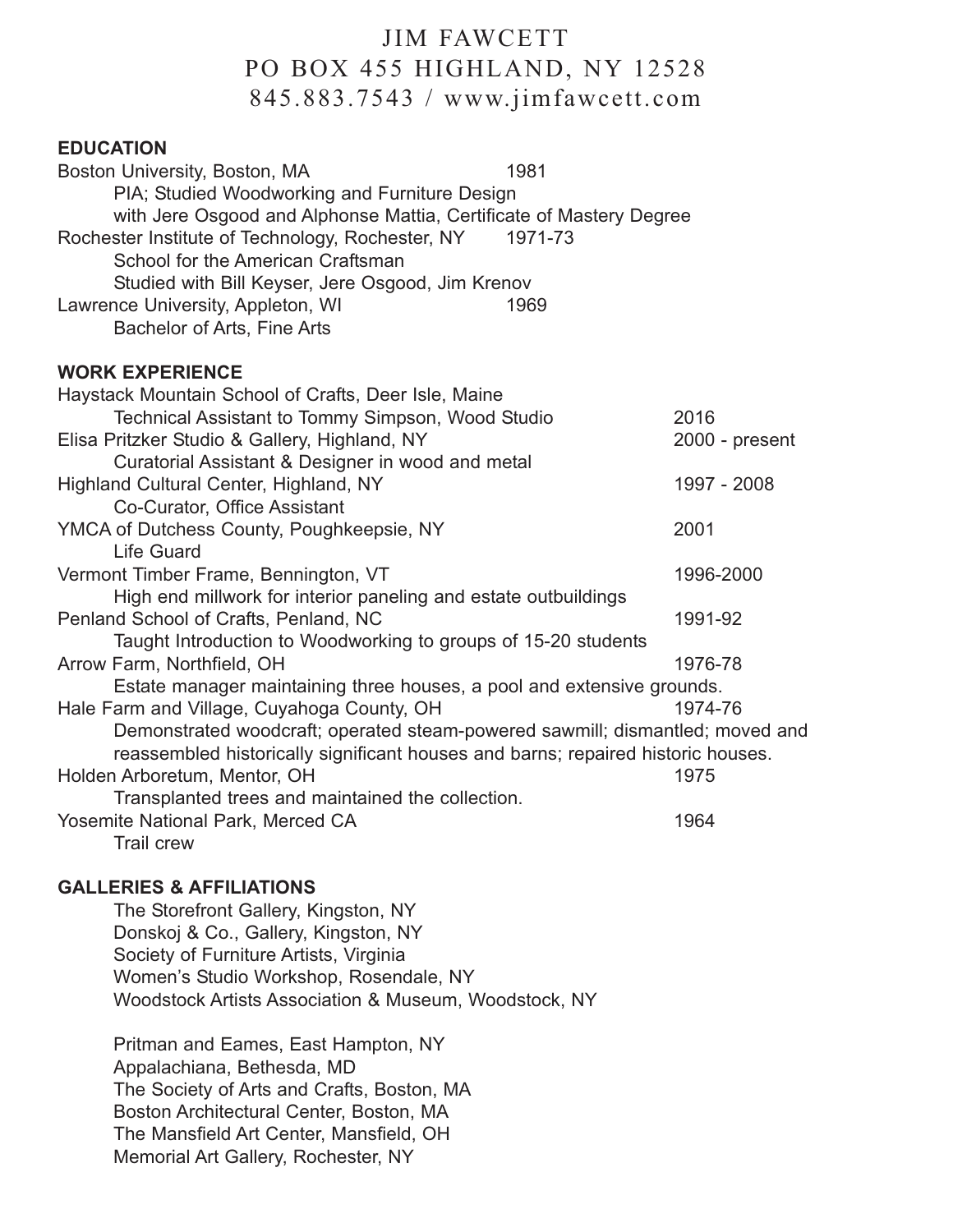# JIM FAWCETT
PO BOX 455 HIGHLAND, NY 12528
845.883.7543 / www.jimfawcett.com

## EDUCATION

Boston University, Boston, MA — 1981
- PIA; Studied Woodworking and Furniture Design with Jere Osgood and Alphonse Mattia, Certificate of Mastery Degree

Rochester Institute of Technology, Rochester, NY — 1971-73
- School for the American Craftsman
- Studied with Bill Keyser, Jere Osgood, Jim Krenov

Lawrence University, Appleton, WI — 1969
- Bachelor of Arts, Fine Arts

## WORK EXPERIENCE

Haystack Mountain School of Crafts, Deer Isle, Maine
- Technical Assistant to Tommy Simpson, Wood Studio — 2016

Elisa Pritzker Studio & Gallery, Highland, NY — 2000 - present
- Curatorial Assistant & Designer in wood and metal

Highland Cultural Center, Highland, NY — 1997 - 2008
- Co-Curator, Office Assistant

YMCA of Dutchess County, Poughkeepsie, NY — 2001
- Life Guard

Vermont Timber Frame, Bennington, VT — 1996-2000
- High end millwork for interior paneling and estate outbuildings

Penland School of Crafts, Penland, NC — 1991-92
- Taught Introduction to Woodworking to groups of 15-20 students

Arrow Farm, Northfield, OH — 1976-78
- Estate manager maintaining three houses, a pool and extensive grounds.

Hale Farm and Village, Cuyahoga County, OH — 1974-76
- Demonstrated woodcraft; operated steam-powered sawmill; dismantled; moved and reassembled historically significant houses and barns; repaired historic houses.

Holden Arboretum, Mentor, OH — 1975
- Transplanted trees and maintained the collection.

Yosemite National Park, Merced CA — 1964
- Trail crew

## GALLERIES & AFFILIATIONS

The Storefront Gallery, Kingston, NY
Donskoj & Co., Gallery, Kingston, NY
Society of Furniture Artists, Virginia
Women's Studio Workshop, Rosendale, NY
Woodstock Artists Association & Museum, Woodstock, NY

Pritman and Eames, East Hampton, NY
Appalachiana, Bethesda, MD
The Society of Arts and Crafts, Boston, MA
Boston Architectural Center, Boston, MA
The Mansfield Art Center, Mansfield, OH
Memorial Art Gallery, Rochester, NY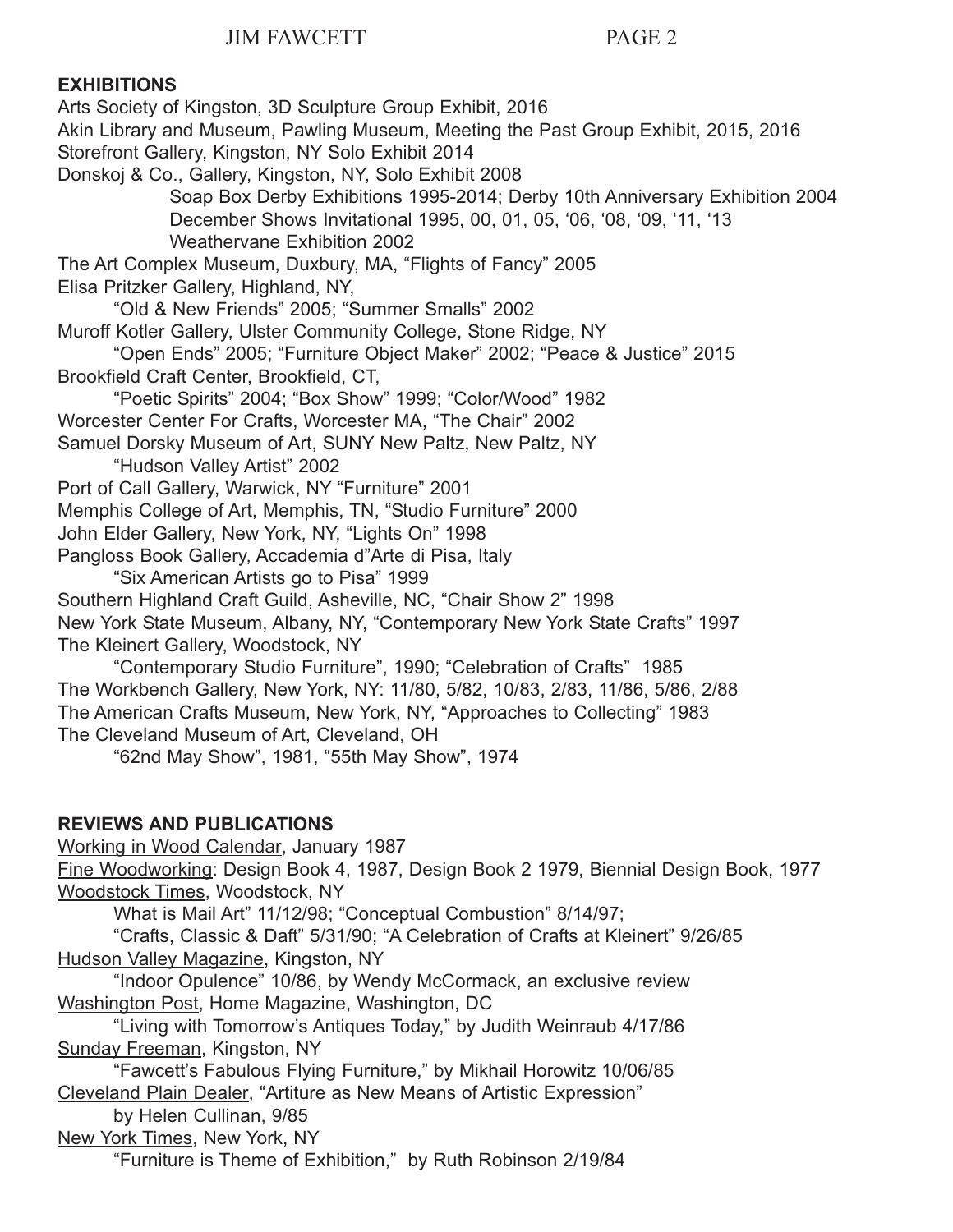## EXHIBITIONS

Arts Society of Kingston, 3D Sculpture Group Exhibit, 2016
Akin Library and Museum, Pawling Museum, Meeting the Past Group Exhibit, 2015, 2016
Storefront Gallery, Kingston, NY Solo Exhibit 2014
Donskoj & Co., Gallery, Kingston, NY, Solo Exhibit 2008
    Soap Box Derby Exhibitions 1995-2014; Derby 10th Anniversary Exhibition 2004
    December Shows Invitational 1995, 00, 01, 05, '06, '08, '09, '11, '13
    Weathervane Exhibition 2002
The Art Complex Museum, Duxbury, MA, "Flights of Fancy" 2005
Elisa Pritzker Gallery, Highland, NY,
    "Old & New Friends" 2005; "Summer Smalls" 2002
Muroff Kotler Gallery, Ulster Community College, Stone Ridge, NY
    "Open Ends" 2005; "Furniture Object Maker" 2002; "Peace & Justice" 2015
Brookfield Craft Center, Brookfield, CT,
    "Poetic Spirits" 2004; "Box Show" 1999; "Color/Wood" 1982
Worcester Center For Crafts, Worcester MA, "The Chair" 2002
Samuel Dorsky Museum of Art, SUNY New Paltz, New Paltz, NY
    "Hudson Valley Artist" 2002
Port of Call Gallery, Warwick, NY "Furniture" 2001
Memphis College of Art, Memphis, TN, "Studio Furniture" 2000
John Elder Gallery, New York, NY, "Lights On" 1998
Pangloss Book Gallery, Accademia d"Arte di Pisa, Italy
    "Six American Artists go to Pisa" 1999
Southern Highland Craft Guild, Asheville, NC, "Chair Show 2" 1998
New York State Museum, Albany, NY, "Contemporary New York State Crafts" 1997
The Kleinert Gallery, Woodstock, NY
    "Contemporary Studio Furniture", 1990; "Celebration of Crafts" 1985
The Workbench Gallery, New York, NY: 11/80, 5/82, 10/83, 2/83, 11/86, 5/86, 2/88
The American Crafts Museum, New York, NY, "Approaches to Collecting" 1983
The Cleveland Museum of Art, Cleveland, OH
    "62nd May Show", 1981, "55th May Show", 1974

## REVIEWS AND PUBLICATIONS

Working in Wood Calendar, January 1987
Fine Woodworking: Design Book 4, 1987, Design Book 2 1979, Biennial Design Book, 1977
Woodstock Times, Woodstock, NY
    What is Mail Art" 11/12/98; "Conceptual Combustion" 8/14/97;
    "Crafts, Classic & Daft" 5/31/90; "A Celebration of Crafts at Kleinert" 9/26/85
Hudson Valley Magazine, Kingston, NY
    "Indoor Opulence" 10/86, by Wendy McCormack, an exclusive review
Washington Post, Home Magazine, Washington, DC
    "Living with Tomorrow's Antiques Today," by Judith Weinraub 4/17/86
Sunday Freeman, Kingston, NY
    "Fawcett's Fabulous Flying Furniture," by Mikhail Horowitz 10/06/85
Cleveland Plain Dealer, "Artiture as New Means of Artistic Expression"
    by Helen Cullinan, 9/85
New York Times, New York, NY
    "Furniture is Theme of Exhibition," by Ruth Robinson 2/19/84